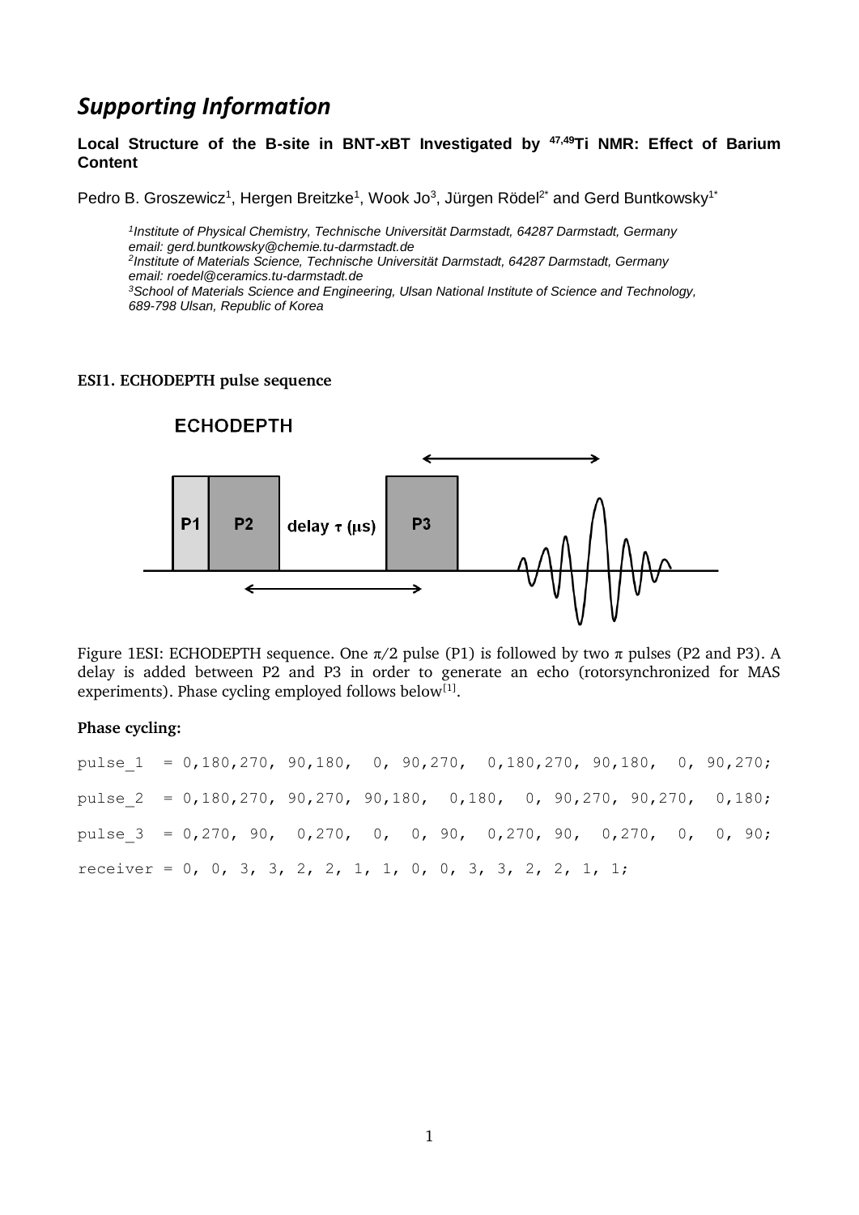# *Supporting Information*

**Local Structure of the B-site in BNT-xBT Investigated by $^{47,49}$Ti NMR: Effect of Barium Content**

Pedro B. Groszewicz[1], Hergen Breitzke[1], Wook Jo[3], Jürgen Rödel[2*] and Gerd Buntkowsky[1*]

*[1]Institute of Physical Chemistry, Technische Universität Darmstadt, 64287 Darmstadt, Germany*
*email: gerd.buntkowsky@chemie.tu-darmstadt.de*
*[2]Institute of Materials Science, Technische Universität Darmstadt, 64287 Darmstadt, Germany*
*email: roedel@ceramics.tu-darmstadt.de*
*[3]School of Materials Science and Engineering, Ulsan National Institute of Science and Technology, 689-798 Ulsan, Republic of Korea*

**ESI1. ECHODEPTH pulse sequence**

Figure 1ESI: ECHODEPTH sequence. One $\pi/2$ pulse (P1) is followed by two $\pi$ pulses (P2 and P3). A delay is added between P2 and P3 in order to generate an echo (rotorsynchronized for MAS experiments). Phase cycling employed follows below[1].

**Phase cycling:**

```
pulse_1  = 0,180,270, 90,180,  0, 90,270,  0,180,270, 90,180,  0, 90,270;
pulse_2  = 0,180,270, 90,270, 90,180,  0,180,  0, 90,270, 90,270,  0,180;
pulse_3  = 0,270, 90,  0,270,  0,  0, 90,  0,270, 90,  0,270,  0,  0, 90;
receiver = 0, 0, 3, 3, 2, 2, 1, 1, 0, 0, 3, 3, 2, 2, 1, 1;
```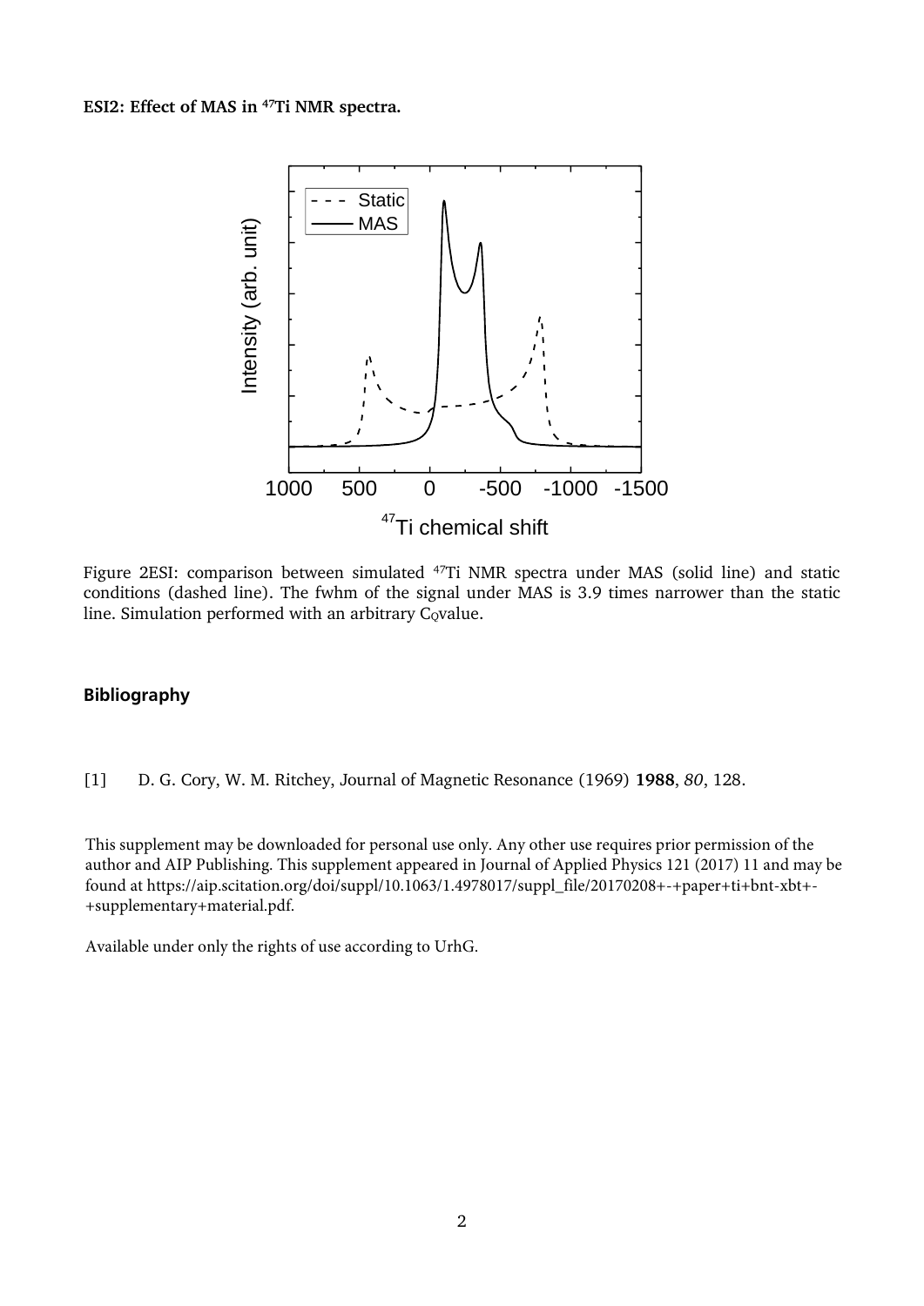**ESI2: Effect of MAS in $^{47}$Ti NMR spectra.**

Static
MAS
Intensity (arb. unit)
1000 500 0 -500 -1000 -1500
$^{47}$Ti chemical shift

Figure 2ESI: comparison between simulated $^{47}$Ti NMR spectra under MAS (solid line) and static conditions (dashed line). The fwhm of the signal under MAS is 3.9 times narrower than the static line. Simulation performed with an arbitrary $C_Q$value.

## Bibliography

[1] D. G. Cory, W. M. Ritchey, Journal of Magnetic Resonance (1969) **1988**, *80*, 128.

This supplement may be downloaded for personal use only. Any other use requires prior permission of the author and AIP Publishing. This supplement appeared in Journal of Applied Physics 121 (2017) 11 and may be found at https://aip.scitation.org/doi/suppl/10.1063/1.4978017/suppl_file/20170208+-+paper+ti+bnt-xbt+-+supplementary+material.pdf.

Available under only the rights of use according to UrhG.